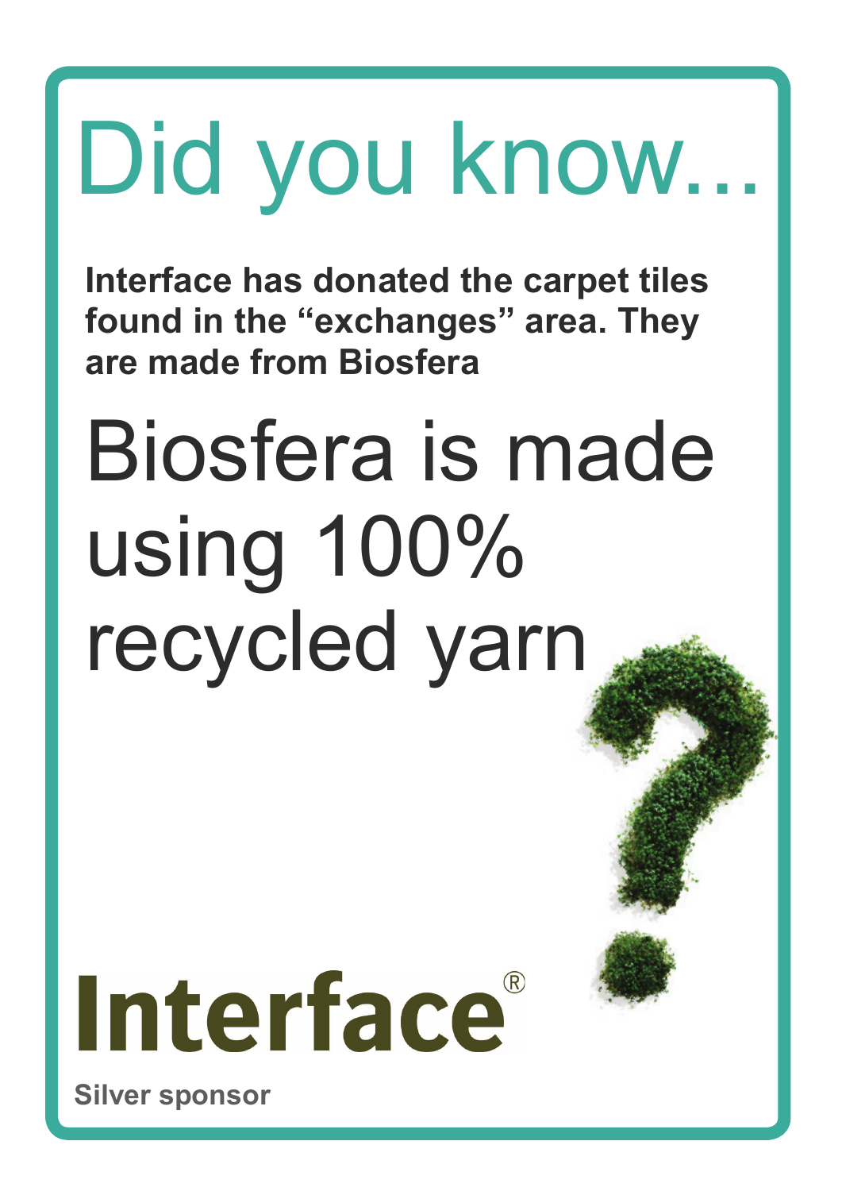# Did you know...

**Interface has donated the carpet tiles found in the "exchanges" area. They are made from Biosfera**

## Biosfera is made using 100% recycled yarn

**Interface®**

**Silver sponsor**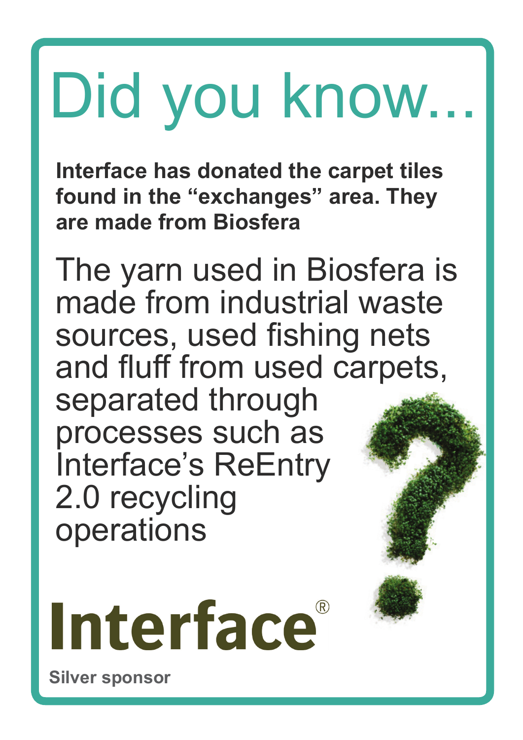# Did you know...

**Interface has donated the carpet tiles found in the "exchanges" area. They are made from Biosfera**

The yarn used in Biosfera is made from industrial waste sources, used fishing nets and fluff from used carpets, separated through processes such as Interface's ReEntry 2.0 recycling operations

**Interface®**

**Silver sponsor**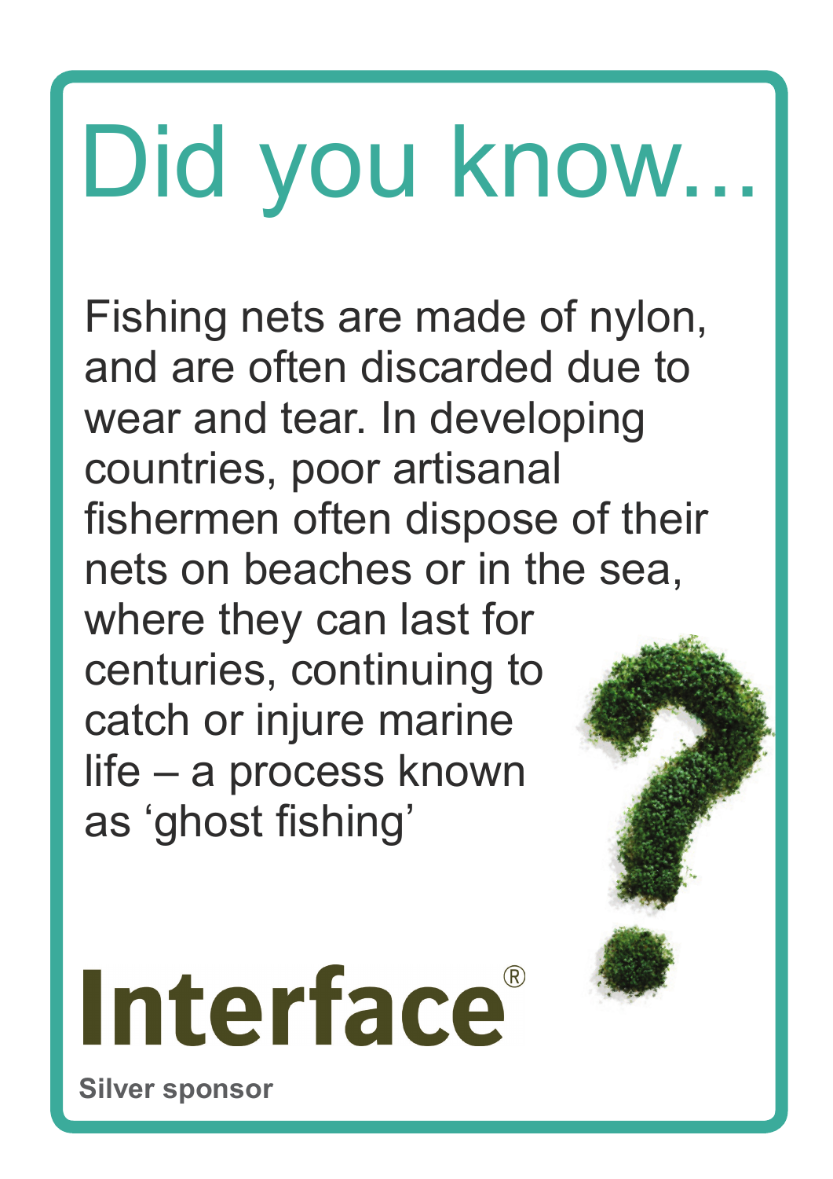# Did you know...

Fishing nets are made of nylon, and are often discarded due to wear and tear. In developing countries, poor artisanal fishermen often dispose of their nets on beaches or in the sea, where they can last for centuries, continuing to catch or injure marine life – a process known as 'ghost fishing'

**Interface®**

**Silver sponsor**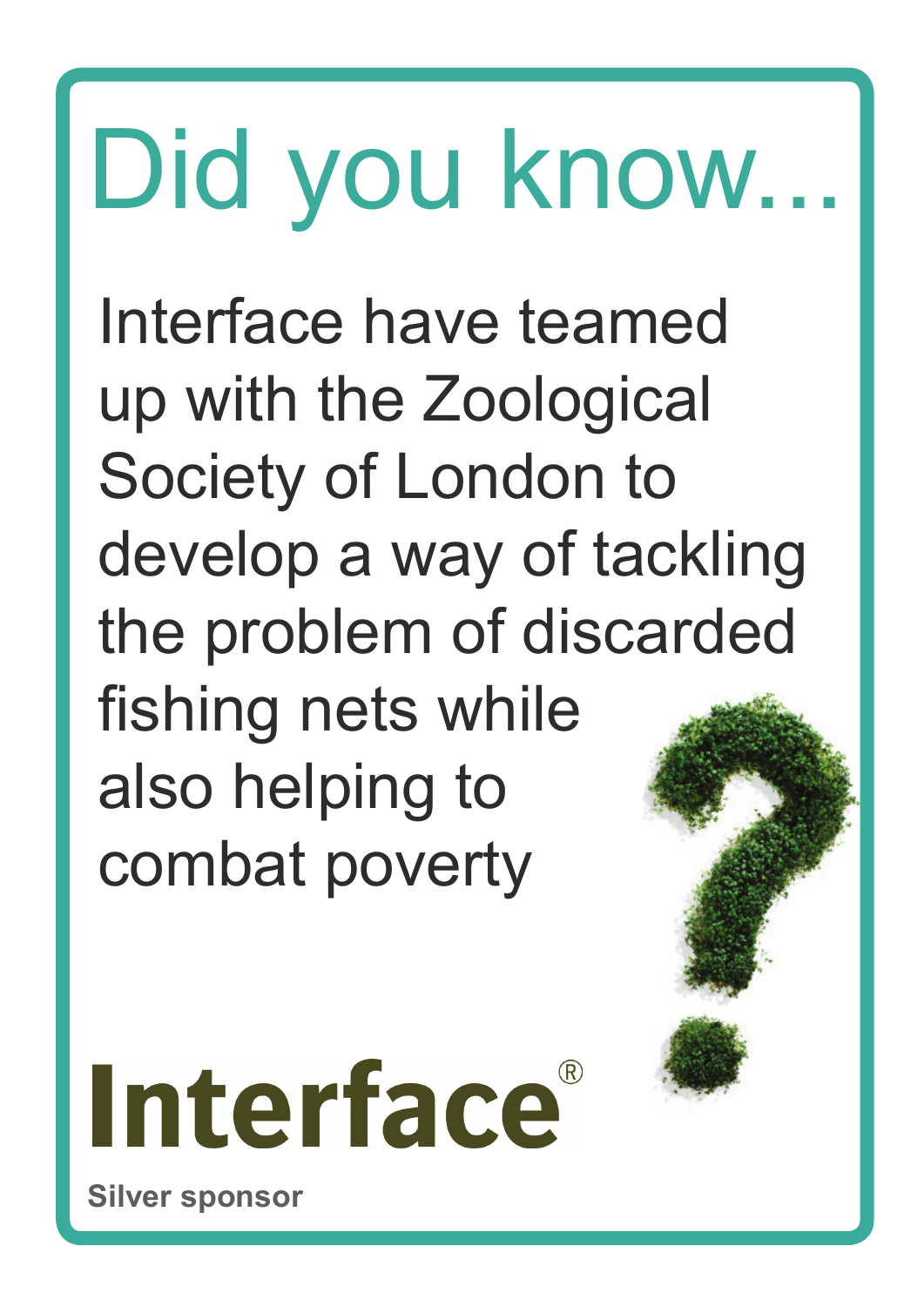# Did you know...

Interface have teamed up with the Zoological Society of London to develop a way of tackling the problem of discarded fishing nets while also helping to combat poverty

**Interface®**

**Silver sponsor**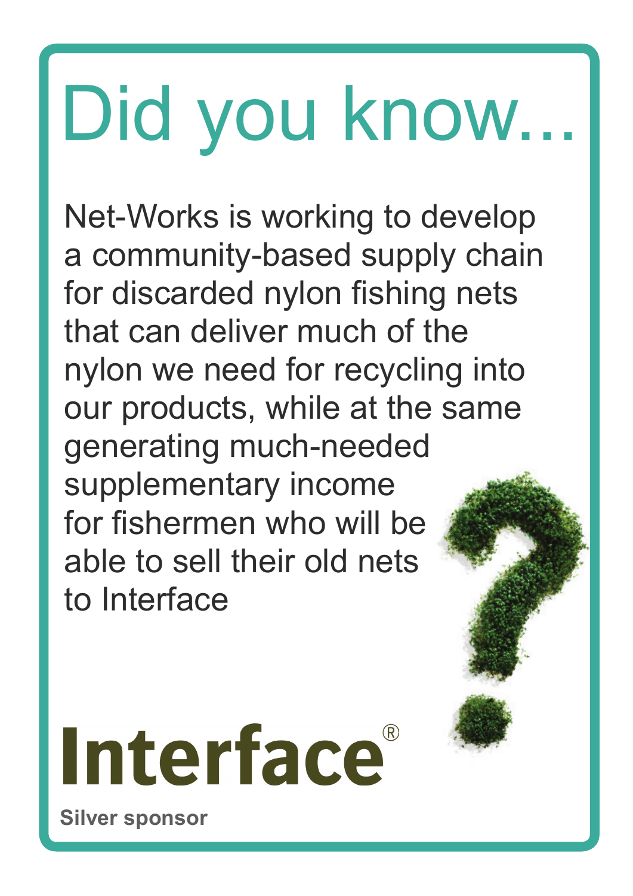# Did you know...

Net-Works is working to develop a community-based supply chain for discarded nylon fishing nets that can deliver much of the nylon we need for recycling into our products, while at the same generating much-needed supplementary income for fishermen who will be able to sell their old nets to Interface

**Interface®**

**Silver sponsor**